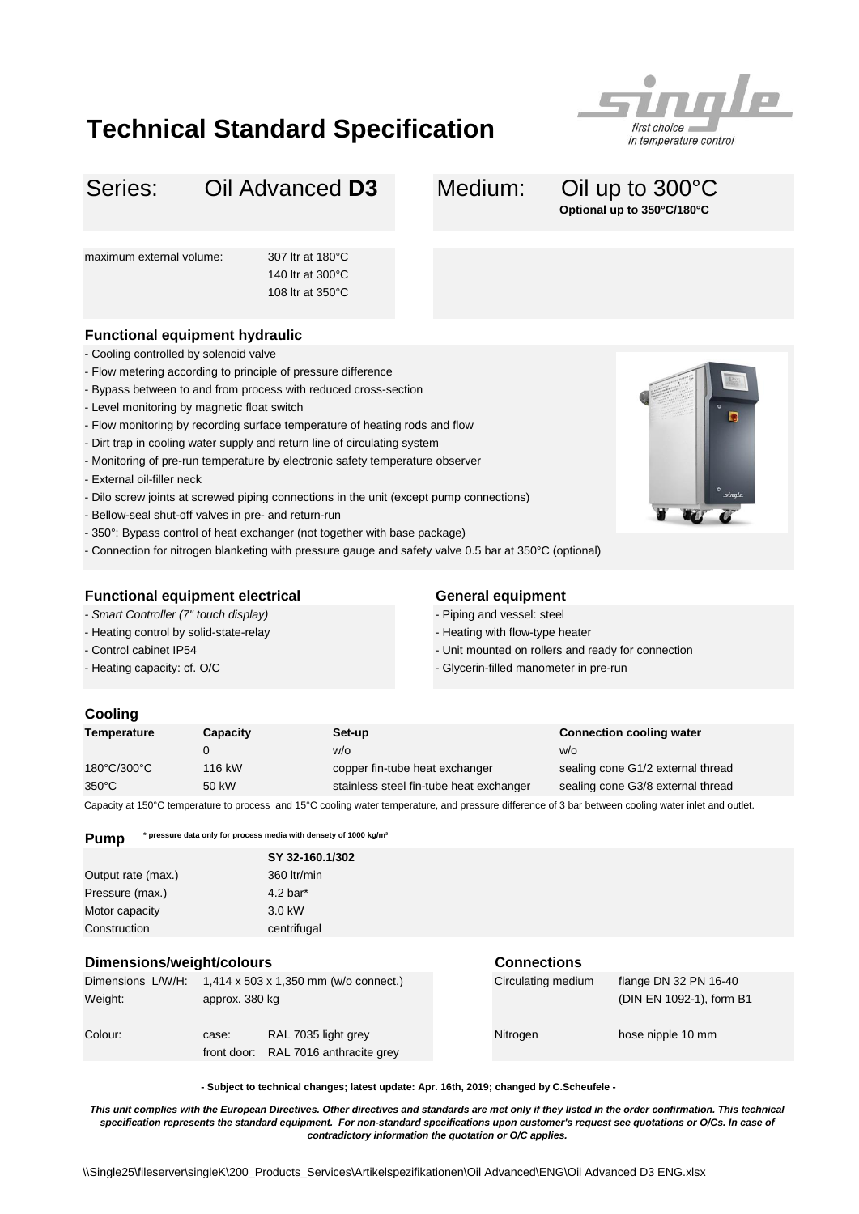# Technical Standard Specification

| Series: | Oil Advanced **D3** | Medium: | Oil up to 300°C<br>**Optional up to 350°C/180°C** |
|---|---|---|---|

| maximum external volume: | 307 ltr at 180°C<br>140 ltr at 300°C<br>108 ltr at 350°C |
|---|---|

### Functional equipment hydraulic

- Cooling controlled by solenoid valve
- Flow metering according to principle of pressure difference
- Bypass between to and from process with reduced cross-section
- Level monitoring by magnetic float switch
- Flow monitoring by recording surface temperature of heating rods and flow
- Dirt trap in cooling water supply and return line of circulating system
- Monitoring of pre-run temperature by electronic safety temperature observer
- External oil-filler neck
- Dilo screw joints at screwed piping connections in the unit (except pump connections)
- Bellow-seal shut-off valves in pre- and return-run
- 350°: Bypass control of heat exchanger (not together with base package)
- Connection for nitrogen blanketing with pressure gauge and safety valve 0.5 bar at 350°C (optional)

### Functional equipment electrical

- *Smart Controller (7" touch display)*
- Heating control by solid-state-relay
- Control cabinet IP54
- Heating capacity: cf. O/C

### General equipment

- Piping and vessel: steel
- Heating with flow-type heater
- Unit mounted on rollers and ready for connection
- Glycerin-filled manometer in pre-run

### Cooling

| Temperature | Capacity | Set-up | Connection cooling water |
|---|---|---|---|
| | 0 | w/o | w/o |
| 180°C/300°C | 116 kW | copper fin-tube heat exchanger | sealing cone G1/2 external thread |
| 350°C | 50 kW | stainless steel fin-tube heat exchanger | sealing cone G3/8 external thread |

Capacity at 150°C temperature to process and 15°C cooling water temperature, and pressure difference of 3 bar between cooling water inlet and outlet.

### Pump

**\* pressure data only for process media with densety of 1000 kg/m³**

| | **SY 32-160.1/302** |
|---|---|
| Output rate (max.) | 360 ltr/min |
| Pressure (max.) | 4.2 bar* |
| Motor capacity | 3.0 kW |
| Construction | centrifugal |

### Dimensions/weight/colours

| | | |
|---|---|---|
| Dimensions L/W/H: | 1,414 x 503 x 1,350 mm (w/o connect.) | |
| Weight: | approx. 380 kg | |
| Colour: | case: | RAL 7035 light grey |
| | front door: | RAL 7016 anthracite grey |

### Connections

| | |
|---|---|
| Circulating medium | flange DN 32 PN 16-40 (DIN EN 1092-1), form B1 |
| Nitrogen | hose nipple 10 mm |

**- Subject to technical changes; latest update: Apr. 16th, 2019; changed by C.Scheufele -**

***This unit complies with the European Directives. Other directives and standards are met only if they listed in the order confirmation. This technical specification represents the standard equipment. For non-standard specifications upon customer's request see quotations or O/Cs. In case of contradictory information the quotation or O/C applies.***

\\Single25\fileserver\singleK\200_Products_Services\Artikelspezifikationen\Oil Advanced\ENG\Oil Advanced D3 ENG.xlsx